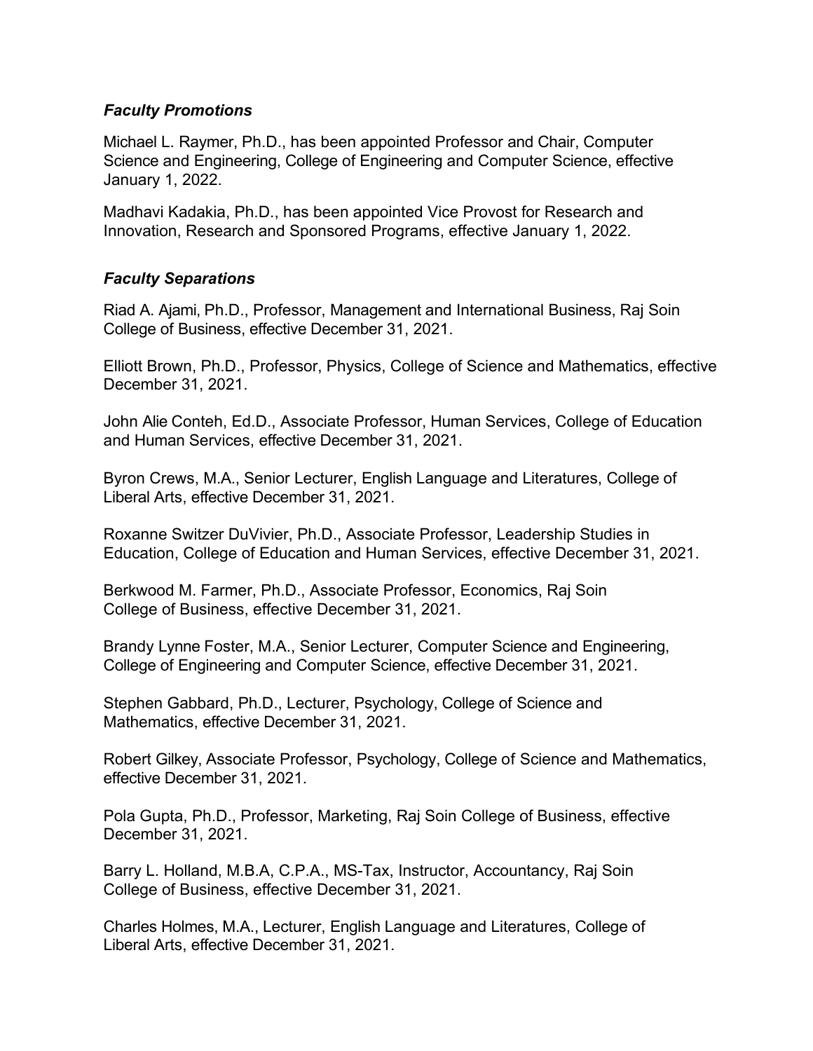### *Faculty Promotions*

Michael L. Raymer, Ph.D., has been appointed Professor and Chair, Computer Science and Engineering, College of Engineering and Computer Science, effective January 1, 2022.

Madhavi Kadakia, Ph.D., has been appointed Vice Provost for Research and Innovation, Research and Sponsored Programs, effective January 1, 2022.

### *Faculty Separations*

Riad A. Ajami, Ph.D., Professor, Management and International Business, Raj Soin College of Business, effective December 31, 2021.

Elliott Brown, Ph.D., Professor, Physics, College of Science and Mathematics, effective December 31, 2021.

John Alie Conteh, Ed.D., Associate Professor, Human Services, College of Education and Human Services, effective December 31, 2021.

Byron Crews, M.A., Senior Lecturer, English Language and Literatures, College of Liberal Arts, effective December 31, 2021.

Roxanne Switzer DuVivier, Ph.D., Associate Professor, Leadership Studies in Education, College of Education and Human Services, effective December 31, 2021.

Berkwood M. Farmer, Ph.D., Associate Professor, Economics, Raj Soin College of Business, effective December 31, 2021.

Brandy Lynne Foster, M.A., Senior Lecturer, Computer Science and Engineering, College of Engineering and Computer Science, effective December 31, 2021.

Stephen Gabbard, Ph.D., Lecturer, Psychology, College of Science and Mathematics, effective December 31, 2021.

Robert Gilkey, Associate Professor, Psychology, College of Science and Mathematics, effective December 31, 2021.

Pola Gupta, Ph.D., Professor, Marketing, Raj Soin College of Business, effective December 31, 2021.

Barry L. Holland, M.B.A, C.P.A., MS-Tax, Instructor, Accountancy, Raj Soin College of Business, effective December 31, 2021.

Charles Holmes, M.A., Lecturer, English Language and Literatures, College of Liberal Arts, effective December 31, 2021.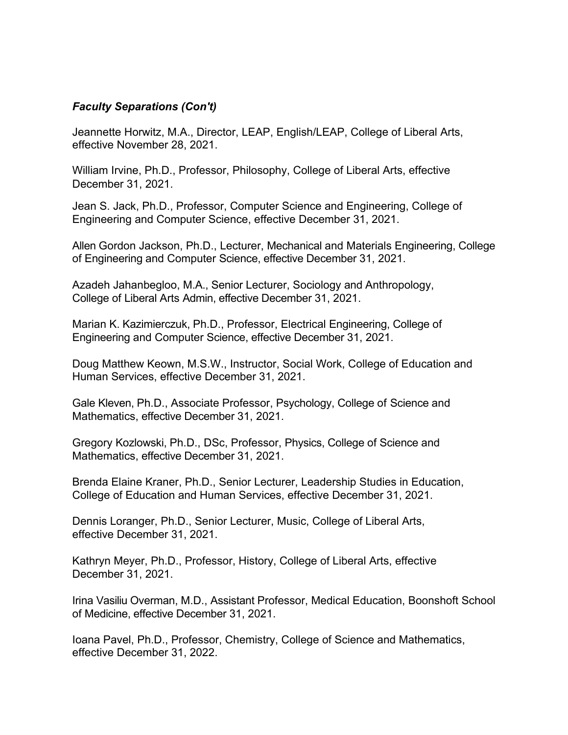***Faculty Separations (Con't)***

Jeannette Horwitz, M.A., Director, LEAP, English/LEAP, College of Liberal Arts, effective November 28, 2021.

William Irvine, Ph.D., Professor, Philosophy, College of Liberal Arts, effective December 31, 2021.

Jean S. Jack, Ph.D., Professor, Computer Science and Engineering, College of Engineering and Computer Science, effective December 31, 2021.

Allen Gordon Jackson, Ph.D., Lecturer, Mechanical and Materials Engineering, College of Engineering and Computer Science, effective December 31, 2021.

Azadeh Jahanbegloo, M.A., Senior Lecturer, Sociology and Anthropology, College of Liberal Arts Admin, effective December 31, 2021.

Marian K. Kazimierczuk, Ph.D., Professor, Electrical Engineering, College of Engineering and Computer Science, effective December 31, 2021.

Doug Matthew Keown, M.S.W., Instructor, Social Work, College of Education and Human Services, effective December 31, 2021.

Gale Kleven, Ph.D., Associate Professor, Psychology, College of Science and Mathematics, effective December 31, 2021.

Gregory Kozlowski, Ph.D., DSc, Professor, Physics, College of Science and Mathematics, effective December 31, 2021.

Brenda Elaine Kraner, Ph.D., Senior Lecturer, Leadership Studies in Education, College of Education and Human Services, effective December 31, 2021.

Dennis Loranger, Ph.D., Senior Lecturer, Music, College of Liberal Arts, effective December 31, 2021.

Kathryn Meyer, Ph.D., Professor, History, College of Liberal Arts, effective December 31, 2021.

Irina Vasiliu Overman, M.D., Assistant Professor, Medical Education, Boonshoft School of Medicine, effective December 31, 2021.

Ioana Pavel, Ph.D., Professor, Chemistry, College of Science and Mathematics, effective December 31, 2022.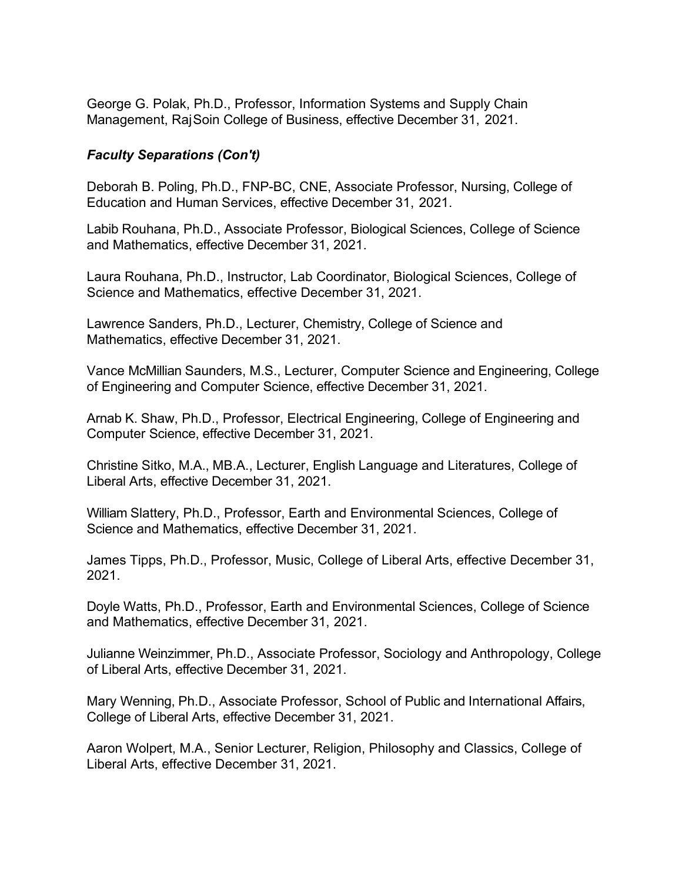George G. Polak, Ph.D., Professor, Information Systems and Supply Chain Management, Raj Soin College of Business, effective December 31, 2021.

### *Faculty Separations (Con't)*

Deborah B. Poling, Ph.D., FNP-BC, CNE, Associate Professor, Nursing, College of Education and Human Services, effective December 31, 2021.

Labib Rouhana, Ph.D., Associate Professor, Biological Sciences, College of Science and Mathematics, effective December 31, 2021.

Laura Rouhana, Ph.D., Instructor, Lab Coordinator, Biological Sciences, College of Science and Mathematics, effective December 31, 2021.

Lawrence Sanders, Ph.D., Lecturer, Chemistry, College of Science and Mathematics, effective December 31, 2021.

Vance McMillian Saunders, M.S., Lecturer, Computer Science and Engineering, College of Engineering and Computer Science, effective December 31, 2021.

Arnab K. Shaw, Ph.D., Professor, Electrical Engineering, College of Engineering and Computer Science, effective December 31, 2021.

Christine Sitko, M.A., MB.A., Lecturer, English Language and Literatures, College of Liberal Arts, effective December 31, 2021.

William Slattery, Ph.D., Professor, Earth and Environmental Sciences, College of Science and Mathematics, effective December 31, 2021.

James Tipps, Ph.D., Professor, Music, College of Liberal Arts, effective December 31, 2021.

Doyle Watts, Ph.D., Professor, Earth and Environmental Sciences, College of Science and Mathematics, effective December 31, 2021.

Julianne Weinzimmer, Ph.D., Associate Professor, Sociology and Anthropology, College of Liberal Arts, effective December 31, 2021.

Mary Wenning, Ph.D., Associate Professor, School of Public and International Affairs, College of Liberal Arts, effective December 31, 2021.

Aaron Wolpert, M.A., Senior Lecturer, Religion, Philosophy and Classics, College of Liberal Arts, effective December 31, 2021.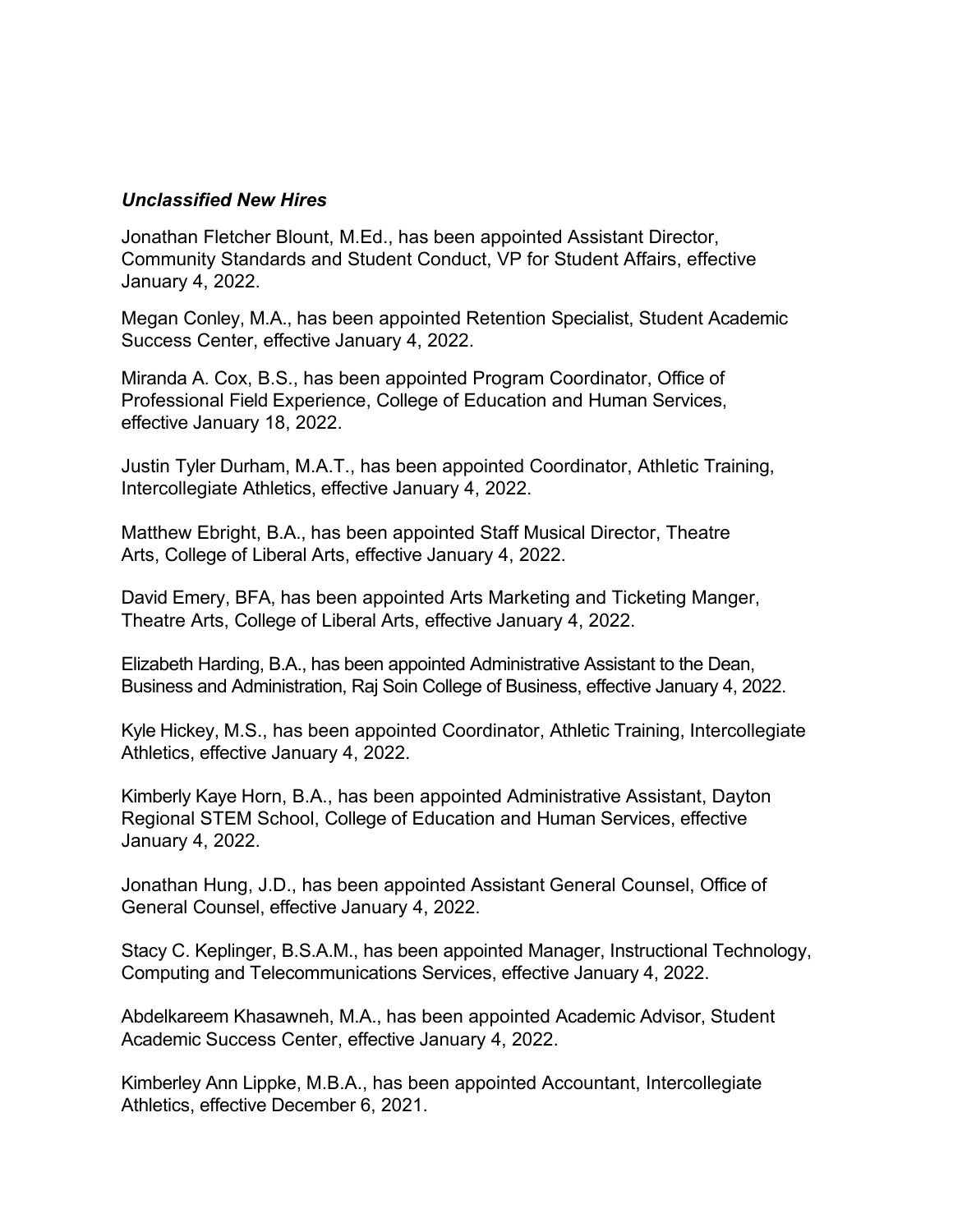***Unclassified New Hires***

Jonathan Fletcher Blount, M.Ed., has been appointed Assistant Director, Community Standards and Student Conduct, VP for Student Affairs, effective January 4, 2022.

Megan Conley, M.A., has been appointed Retention Specialist, Student Academic Success Center, effective January 4, 2022.

Miranda A. Cox, B.S., has been appointed Program Coordinator, Office of Professional Field Experience, College of Education and Human Services, effective January 18, 2022.

Justin Tyler Durham, M.A.T., has been appointed Coordinator, Athletic Training, Intercollegiate Athletics, effective January 4, 2022.

Matthew Ebright, B.A., has been appointed Staff Musical Director, Theatre Arts, College of Liberal Arts, effective January 4, 2022.

David Emery, BFA, has been appointed Arts Marketing and Ticketing Manger, Theatre Arts, College of Liberal Arts, effective January 4, 2022.

Elizabeth Harding, B.A., has been appointed Administrative Assistant to the Dean, Business and Administration, Raj Soin College of Business, effective January 4, 2022.

Kyle Hickey, M.S., has been appointed Coordinator, Athletic Training, Intercollegiate Athletics, effective January 4, 2022.

Kimberly Kaye Horn, B.A., has been appointed Administrative Assistant, Dayton Regional STEM School, College of Education and Human Services, effective January 4, 2022.

Jonathan Hung, J.D., has been appointed Assistant General Counsel, Office of General Counsel, effective January 4, 2022.

Stacy C. Keplinger, B.S.A.M., has been appointed Manager, Instructional Technology, Computing and Telecommunications Services, effective January 4, 2022.

Abdelkareem Khasawneh, M.A., has been appointed Academic Advisor, Student Academic Success Center, effective January 4, 2022.

Kimberley Ann Lippke, M.B.A., has been appointed Accountant, Intercollegiate Athletics, effective December 6, 2021.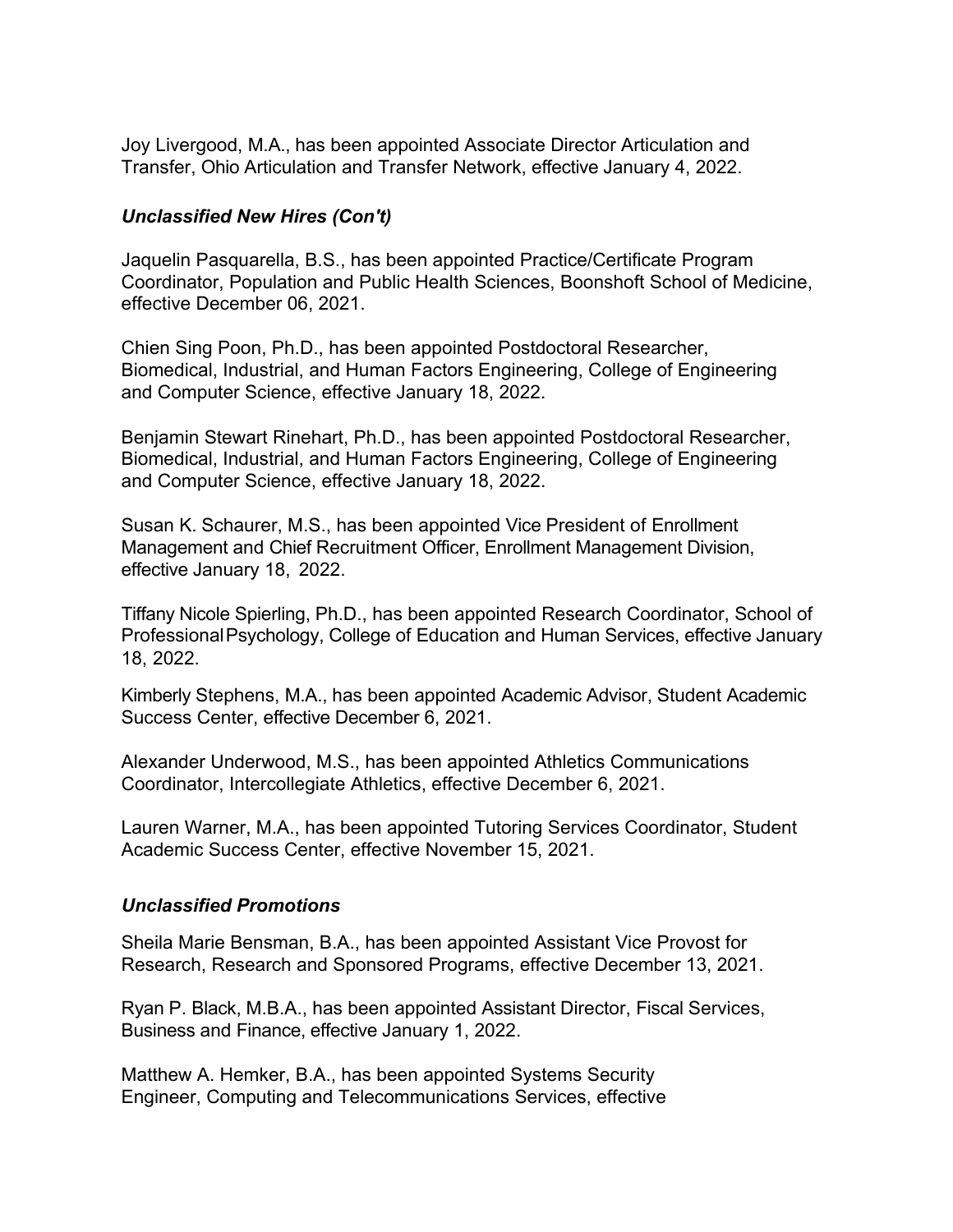Joy Livergood, M.A., has been appointed Associate Director Articulation and Transfer, Ohio Articulation and Transfer Network, effective January 4, 2022.

### *Unclassified New Hires (Con't)*

Jaquelin Pasquarella, B.S., has been appointed Practice/Certificate Program Coordinator, Population and Public Health Sciences, Boonshoft School of Medicine, effective December 06, 2021.

Chien Sing Poon, Ph.D., has been appointed Postdoctoral Researcher, Biomedical, Industrial, and Human Factors Engineering, College of Engineering and Computer Science, effective January 18, 2022.

Benjamin Stewart Rinehart, Ph.D., has been appointed Postdoctoral Researcher, Biomedical, Industrial, and Human Factors Engineering, College of Engineering and Computer Science, effective January 18, 2022.

Susan K. Schaurer, M.S., has been appointed Vice President of Enrollment Management and Chief Recruitment Officer, Enrollment Management Division, effective January 18, 2022.

Tiffany Nicole Spierling, Ph.D., has been appointed Research Coordinator, School of Professional Psychology, College of Education and Human Services, effective January 18, 2022.

Kimberly Stephens, M.A., has been appointed Academic Advisor, Student Academic Success Center, effective December 6, 2021.

Alexander Underwood, M.S., has been appointed Athletics Communications Coordinator, Intercollegiate Athletics, effective December 6, 2021.

Lauren Warner, M.A., has been appointed Tutoring Services Coordinator, Student Academic Success Center, effective November 15, 2021.

### *Unclassified Promotions*

Sheila Marie Bensman, B.A., has been appointed Assistant Vice Provost for Research, Research and Sponsored Programs, effective December 13, 2021.

Ryan P. Black, M.B.A., has been appointed Assistant Director, Fiscal Services, Business and Finance, effective January 1, 2022.

Matthew A. Hemker, B.A., has been appointed Systems Security Engineer, Computing and Telecommunications Services, effective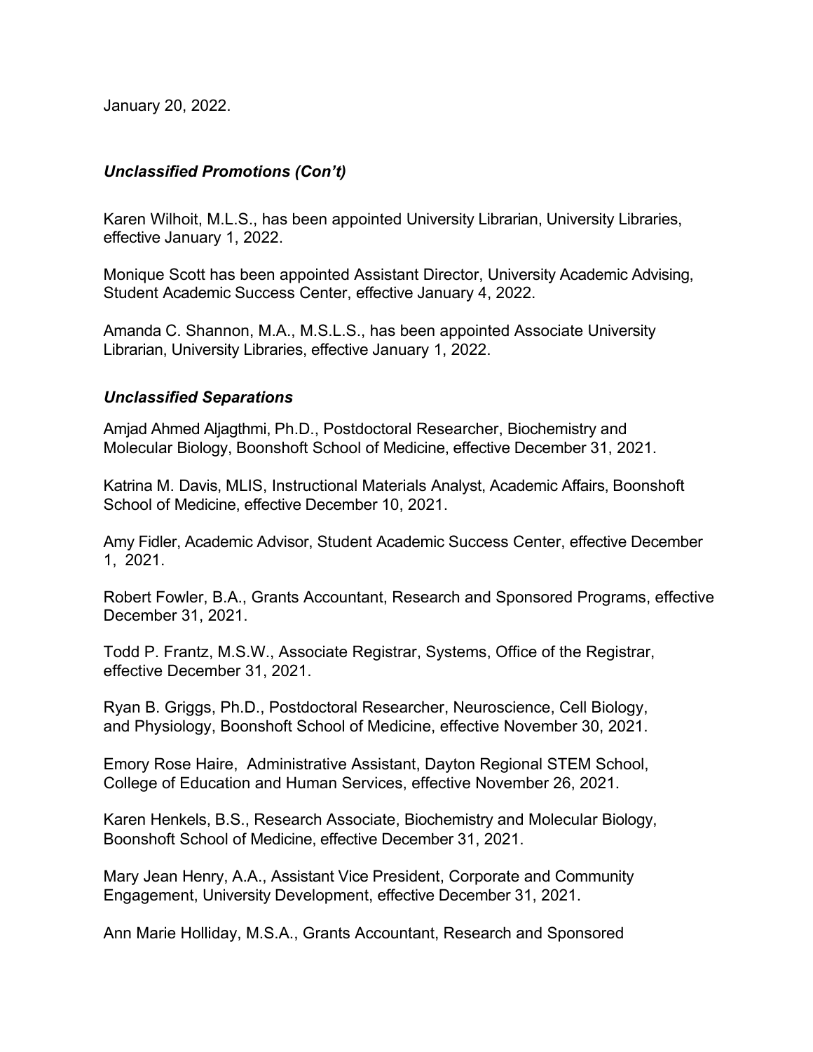January 20, 2022.

### *Unclassified Promotions (Con't)*

Karen Wilhoit, M.L.S., has been appointed University Librarian, University Libraries, effective January 1, 2022.

Monique Scott has been appointed Assistant Director, University Academic Advising, Student Academic Success Center, effective January 4, 2022.

Amanda C. Shannon, M.A., M.S.L.S., has been appointed Associate University Librarian, University Libraries, effective January 1, 2022.

### *Unclassified Separations*

Amjad Ahmed Aljagthmi, Ph.D., Postdoctoral Researcher, Biochemistry and Molecular Biology, Boonshoft School of Medicine, effective December 31, 2021.

Katrina M. Davis, MLIS, Instructional Materials Analyst, Academic Affairs, Boonshoft School of Medicine, effective December 10, 2021.

Amy Fidler, Academic Advisor, Student Academic Success Center, effective December 1, 2021.

Robert Fowler, B.A., Grants Accountant, Research and Sponsored Programs, effective December 31, 2021.

Todd P. Frantz, M.S.W., Associate Registrar, Systems, Office of the Registrar, effective December 31, 2021.

Ryan B. Griggs, Ph.D., Postdoctoral Researcher, Neuroscience, Cell Biology, and Physiology, Boonshoft School of Medicine, effective November 30, 2021.

Emory Rose Haire, Administrative Assistant, Dayton Regional STEM School, College of Education and Human Services, effective November 26, 2021.

Karen Henkels, B.S., Research Associate, Biochemistry and Molecular Biology, Boonshoft School of Medicine, effective December 31, 2021.

Mary Jean Henry, A.A., Assistant Vice President, Corporate and Community Engagement, University Development, effective December 31, 2021.

Ann Marie Holliday, M.S.A., Grants Accountant, Research and Sponsored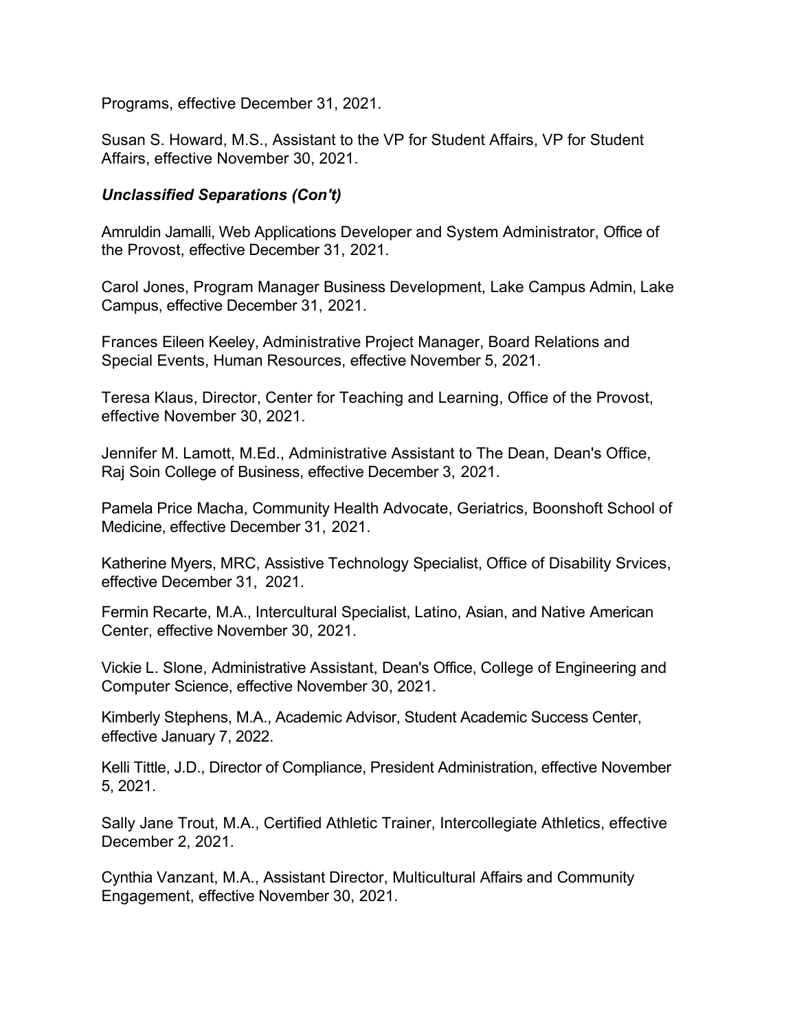Programs, effective December 31, 2021.

Susan S. Howard, M.S., Assistant to the VP for Student Affairs, VP for Student Affairs, effective November 30, 2021.

***Unclassified Separations (Con't)***

Amruldin Jamalli, Web Applications Developer and System Administrator, Office of the Provost, effective December 31, 2021.

Carol Jones, Program Manager Business Development, Lake Campus Admin, Lake Campus, effective December 31, 2021.

Frances Eileen Keeley, Administrative Project Manager, Board Relations and Special Events, Human Resources, effective November 5, 2021.

Teresa Klaus, Director, Center for Teaching and Learning, Office of the Provost, effective November 30, 2021.

Jennifer M. Lamott, M.Ed., Administrative Assistant to The Dean, Dean's Office, Raj Soin College of Business, effective December 3, 2021.

Pamela Price Macha, Community Health Advocate, Geriatrics, Boonshoft School of Medicine, effective December 31, 2021.

Katherine Myers, MRC, Assistive Technology Specialist, Office of Disability Srvices, effective December 31, 2021.

Fermin Recarte, M.A., Intercultural Specialist, Latino, Asian, and Native American Center, effective November 30, 2021.

Vickie L. Slone, Administrative Assistant, Dean's Office, College of Engineering and Computer Science, effective November 30, 2021.

Kimberly Stephens, M.A., Academic Advisor, Student Academic Success Center, effective January 7, 2022.

Kelli Tittle, J.D., Director of Compliance, President Administration, effective November 5, 2021.

Sally Jane Trout, M.A., Certified Athletic Trainer, Intercollegiate Athletics, effective December 2, 2021.

Cynthia Vanzant, M.A., Assistant Director, Multicultural Affairs and Community Engagement, effective November 30, 2021.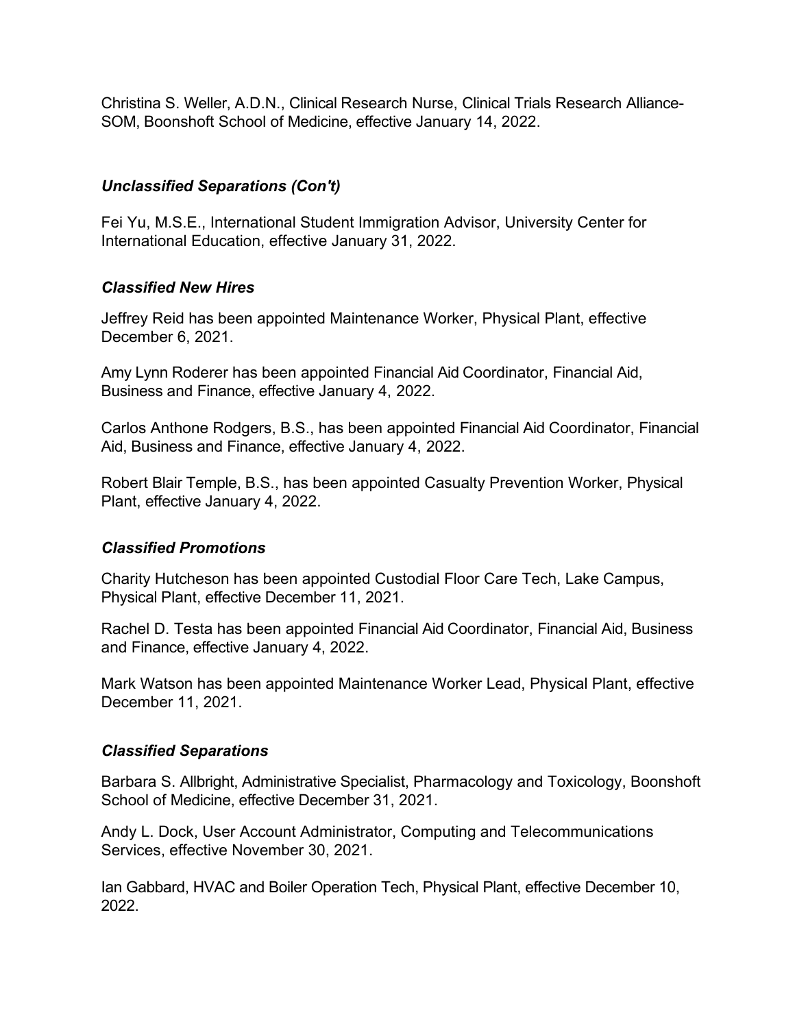Christina S. Weller, A.D.N., Clinical Research Nurse, Clinical Trials Research Alliance-SOM, Boonshoft School of Medicine, effective January 14, 2022.

### *Unclassified Separations (Con't)*

Fei Yu, M.S.E., International Student Immigration Advisor, University Center for International Education, effective January 31, 2022.

### *Classified New Hires*

Jeffrey Reid has been appointed Maintenance Worker, Physical Plant, effective December 6, 2021.

Amy Lynn Roderer has been appointed Financial Aid Coordinator, Financial Aid, Business and Finance, effective January 4, 2022.

Carlos Anthone Rodgers, B.S., has been appointed Financial Aid Coordinator, Financial Aid, Business and Finance, effective January 4, 2022.

Robert Blair Temple, B.S., has been appointed Casualty Prevention Worker, Physical Plant, effective January 4, 2022.

### *Classified Promotions*

Charity Hutcheson has been appointed Custodial Floor Care Tech, Lake Campus, Physical Plant, effective December 11, 2021.

Rachel D. Testa has been appointed Financial Aid Coordinator, Financial Aid, Business and Finance, effective January 4, 2022.

Mark Watson has been appointed Maintenance Worker Lead, Physical Plant, effective December 11, 2021.

### *Classified Separations*

Barbara S. Allbright, Administrative Specialist, Pharmacology and Toxicology, Boonshoft School of Medicine, effective December 31, 2021.

Andy L. Dock, User Account Administrator, Computing and Telecommunications Services, effective November 30, 2021.

Ian Gabbard, HVAC and Boiler Operation Tech, Physical Plant, effective December 10, 2022.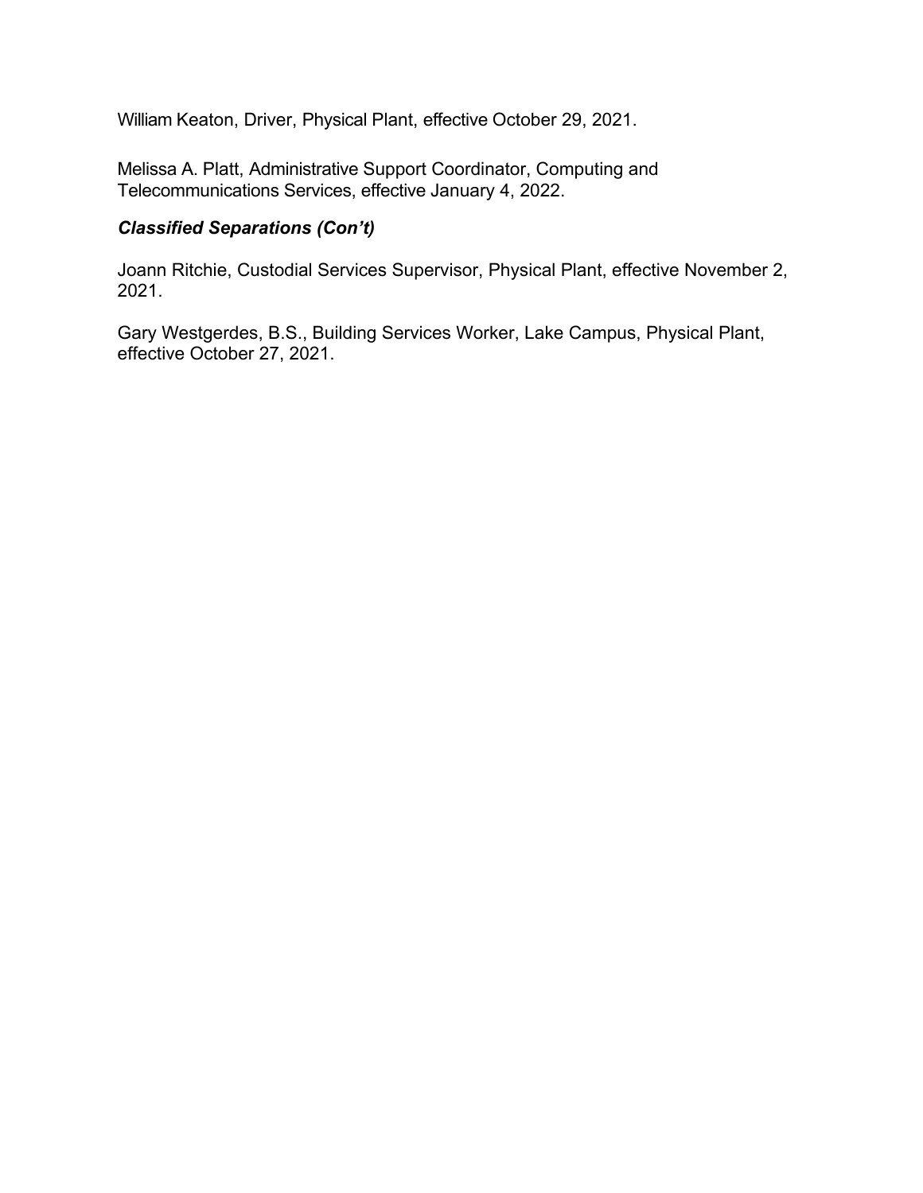William Keaton, Driver, Physical Plant, effective October 29, 2021.

Melissa A. Platt, Administrative Support Coordinator, Computing and Telecommunications Services, effective January 4, 2022.

### *Classified Separations (Con't)*

Joann Ritchie, Custodial Services Supervisor, Physical Plant, effective November 2, 2021.

Gary Westgerdes, B.S., Building Services Worker, Lake Campus, Physical Plant, effective October 27, 2021.